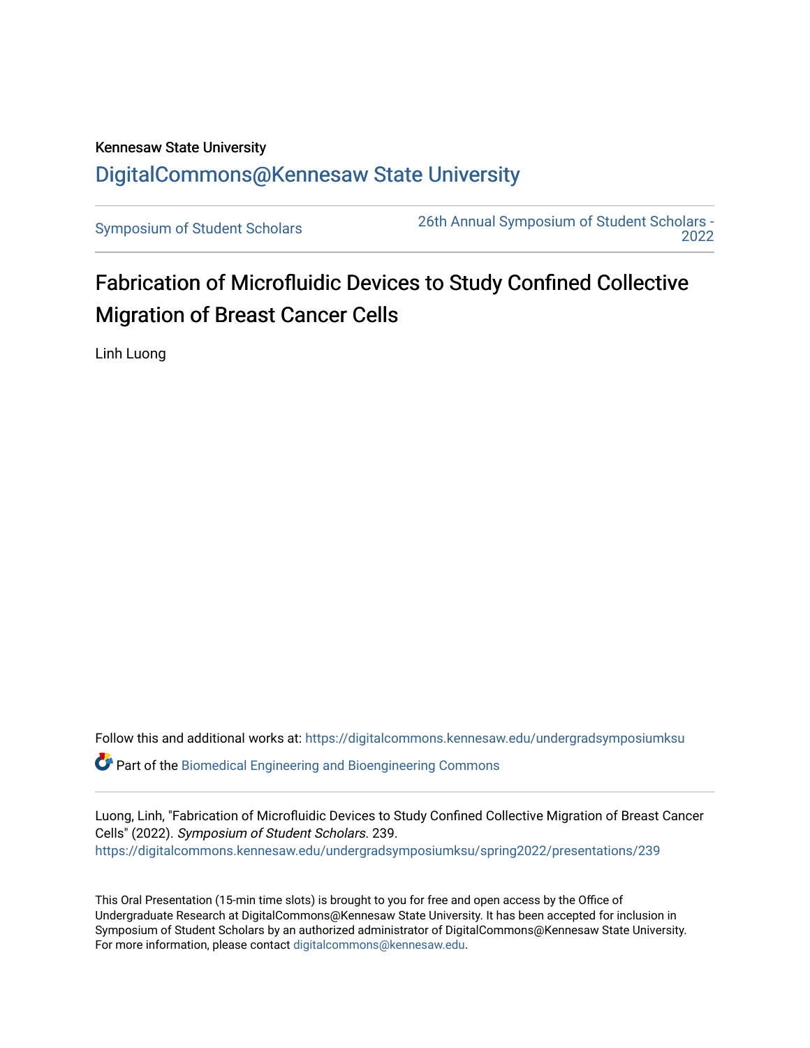Kennesaw State University

DigitalCommons@Kennesaw State University

Symposium of Student Scholars | 26th Annual Symposium of Student Scholars - 2022

# Fabrication of Microfluidic Devices to Study Confined Collective Migration of Breast Cancer Cells

Linh Luong

Follow this and additional works at: https://digitalcommons.kennesaw.edu/undergradsymposiumksu

Part of the Biomedical Engineering and Bioengineering Commons

Luong, Linh, "Fabrication of Microfluidic Devices to Study Confined Collective Migration of Breast Cancer Cells" (2022). *Symposium of Student Scholars*. 239.
https://digitalcommons.kennesaw.edu/undergradsymposiumksu/spring2022/presentations/239

This Oral Presentation (15-min time slots) is brought to you for free and open access by the Office of Undergraduate Research at DigitalCommons@Kennesaw State University. It has been accepted for inclusion in Symposium of Student Scholars by an authorized administrator of DigitalCommons@Kennesaw State University. For more information, please contact digitalcommons@kennesaw.edu.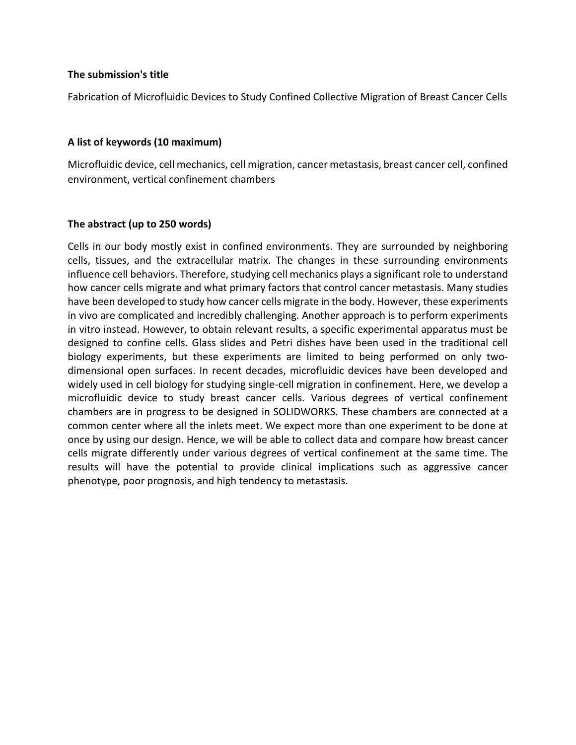**The submission's title**

Fabrication of Microfluidic Devices to Study Confined Collective Migration of Breast Cancer Cells

**A list of keywords (10 maximum)**

Microfluidic device, cell mechanics, cell migration, cancer metastasis, breast cancer cell, confined environment, vertical confinement chambers

**The abstract (up to 250 words)**

Cells in our body mostly exist in confined environments. They are surrounded by neighboring cells, tissues, and the extracellular matrix. The changes in these surrounding environments influence cell behaviors. Therefore, studying cell mechanics plays a significant role to understand how cancer cells migrate and what primary factors that control cancer metastasis. Many studies have been developed to study how cancer cells migrate in the body. However, these experiments in vivo are complicated and incredibly challenging. Another approach is to perform experiments in vitro instead. However, to obtain relevant results, a specific experimental apparatus must be designed to confine cells. Glass slides and Petri dishes have been used in the traditional cell biology experiments, but these experiments are limited to being performed on only two-dimensional open surfaces. In recent decades, microfluidic devices have been developed and widely used in cell biology for studying single-cell migration in confinement. Here, we develop a microfluidic device to study breast cancer cells. Various degrees of vertical confinement chambers are in progress to be designed in SOLIDWORKS. These chambers are connected at a common center where all the inlets meet. We expect more than one experiment to be done at once by using our design. Hence, we will be able to collect data and compare how breast cancer cells migrate differently under various degrees of vertical confinement at the same time. The results will have the potential to provide clinical implications such as aggressive cancer phenotype, poor prognosis, and high tendency to metastasis.